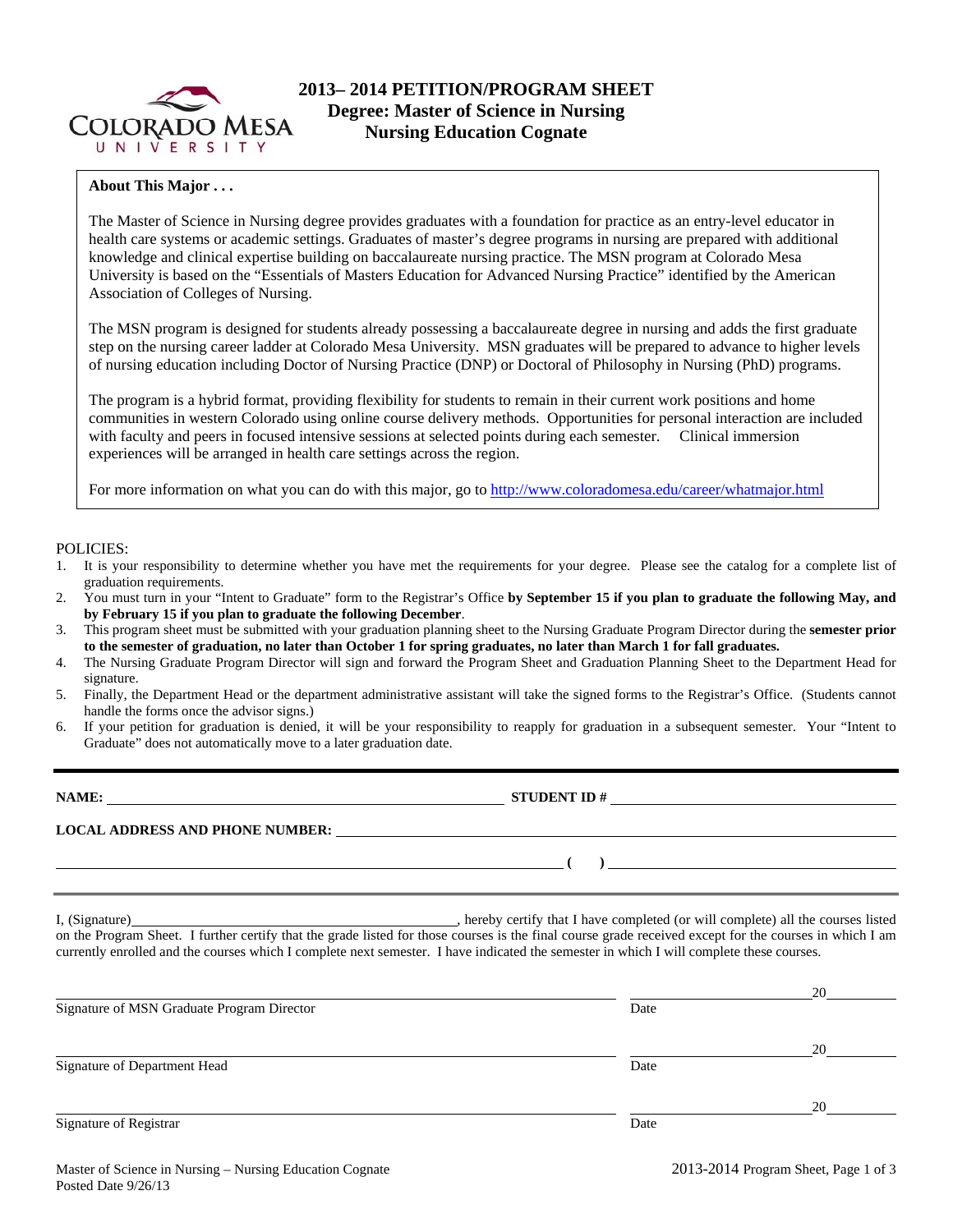COLORADO MESA UNIVERSITY

# 2013– 2014 PETITION/PROGRAM SHEET
## Degree: Master of Science in Nursing
## Nursing Education Cognate

**About This Major . . .**

The Master of Science in Nursing degree provides graduates with a foundation for practice as an entry-level educator in health care systems or academic settings. Graduates of master's degree programs in nursing are prepared with additional knowledge and clinical expertise building on baccalaureate nursing practice. The MSN program at Colorado Mesa University is based on the "Essentials of Masters Education for Advanced Nursing Practice" identified by the American Association of Colleges of Nursing.

The MSN program is designed for students already possessing a baccalaureate degree in nursing and adds the first graduate step on the nursing career ladder at Colorado Mesa University. MSN graduates will be prepared to advance to higher levels of nursing education including Doctor of Nursing Practice (DNP) or Doctoral of Philosophy in Nursing (PhD) programs.

The program is a hybrid format, providing flexibility for students to remain in their current work positions and home communities in western Colorado using online course delivery methods. Opportunities for personal interaction are included with faculty and peers in focused intensive sessions at selected points during each semester. Clinical immersion experiences will be arranged in health care settings across the region.

For more information on what you can do with this major, go to http://www.coloradomesa.edu/career/whatmajor.html

POLICIES:

1. It is your responsibility to determine whether you have met the requirements for your degree. Please see the catalog for a complete list of graduation requirements.
2. You must turn in your "Intent to Graduate" form to the Registrar's Office **by September 15 if you plan to graduate the following May, and by February 15 if you plan to graduate the following December**.
3. This program sheet must be submitted with your graduation planning sheet to the Nursing Graduate Program Director during the **semester prior to the semester of graduation, no later than October 1 for spring graduates, no later than March 1 for fall graduates.**
4. The Nursing Graduate Program Director will sign and forward the Program Sheet and Graduation Planning Sheet to the Department Head for signature.
5. Finally, the Department Head or the department administrative assistant will take the signed forms to the Registrar's Office. (Students cannot handle the forms once the advisor signs.)
6. If your petition for graduation is denied, it will be your responsibility to reapply for graduation in a subsequent semester. Your "Intent to Graduate" does not automatically move to a later graduation date.

---

**NAME:** ______________________________ **STUDENT ID #** ______________________________

**LOCAL ADDRESS AND PHONE NUMBER:** ______________________________

______________________________ **(    )** ______________________________

---

I, (Signature)______________________________, hereby certify that I have completed (or will complete) all the courses listed on the Program Sheet. I further certify that the grade listed for those courses is the final course grade received except for the courses in which I am currently enrolled and the courses which I complete next semester. I have indicated the semester in which I will complete these courses.

______________________________ ______________ 20______
Signature of MSN Graduate Program Director                Date

______________________________ ______________ 20______
Signature of Department Head                Date

______________________________ ______________ 20______
Signature of Registrar                Date

Master of Science in Nursing – Nursing Education Cognate
Posted Date 9/26/13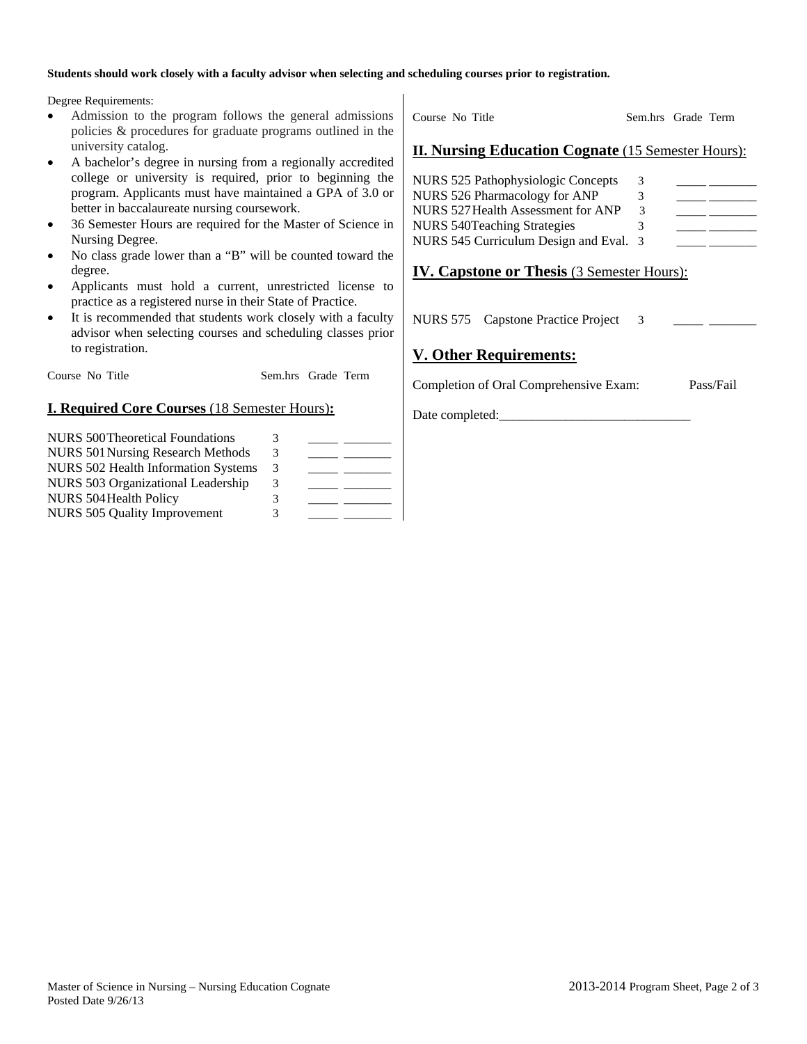**Students should work closely with a faculty advisor when selecting and scheduling courses prior to registration.**

Degree Requirements:

- Admission to the program follows the general admissions policies & procedures for graduate programs outlined in the university catalog.
- A bachelor's degree in nursing from a regionally accredited college or university is required, prior to beginning the program. Applicants must have maintained a GPA of 3.0 or better in baccalaureate nursing coursework.
- 36 Semester Hours are required for the Master of Science in Nursing Degree.
- No class grade lower than a "B" will be counted toward the degree.
- Applicants must hold a current, unrestricted license to practice as a registered nurse in their State of Practice.
- It is recommended that students work closely with a faculty advisor when selecting courses and scheduling classes prior to registration.

## I. Required Core Courses (18 Semester Hours):

| Course No | Title | Sem.hrs | Grade | Term |
|---|---|---|---|---|
| NURS 500 | Theoretical Foundations | 3 | _____ | _______ |
| NURS 501 | Nursing Research Methods | 3 | _____ | _______ |
| NURS 502 | Health Information Systems | 3 | _____ | _______ |
| NURS 503 | Organizational Leadership | 3 | _____ | _______ |
| NURS 504 | Health Policy | 3 | _____ | _______ |
| NURS 505 | Quality Improvement | 3 | _____ | _______ |

## II. Nursing Education Cognate (15 Semester Hours):

| Course No | Title | Sem.hrs | Grade | Term |
|---|---|---|---|---|
| NURS 525 | Pathophysiologic Concepts | 3 | _____ | _______ |
| NURS 526 | Pharmacology for ANP | 3 | _____ | _______ |
| NURS 527 | Health Assessment for ANP | 3 | _____ | _______ |
| NURS 540 | Teaching Strategies | 3 | _____ | _______ |
| NURS 545 | Curriculum Design and Eval. | 3 | _____ | _______ |

## IV. Capstone or Thesis (3 Semester Hours):

| Course No | Title | Sem.hrs | Grade | Term |
|---|---|---|---|---|
| NURS 575 | Capstone Practice Project | 3 | _____ | _______ |

## V. Other Requirements:

Completion of Oral Comprehensive Exam: Pass/Fail

Date completed:_____________________________

Master of Science in Nursing – Nursing Education Cognate
Posted Date 9/26/13

2013-2014 Program Sheet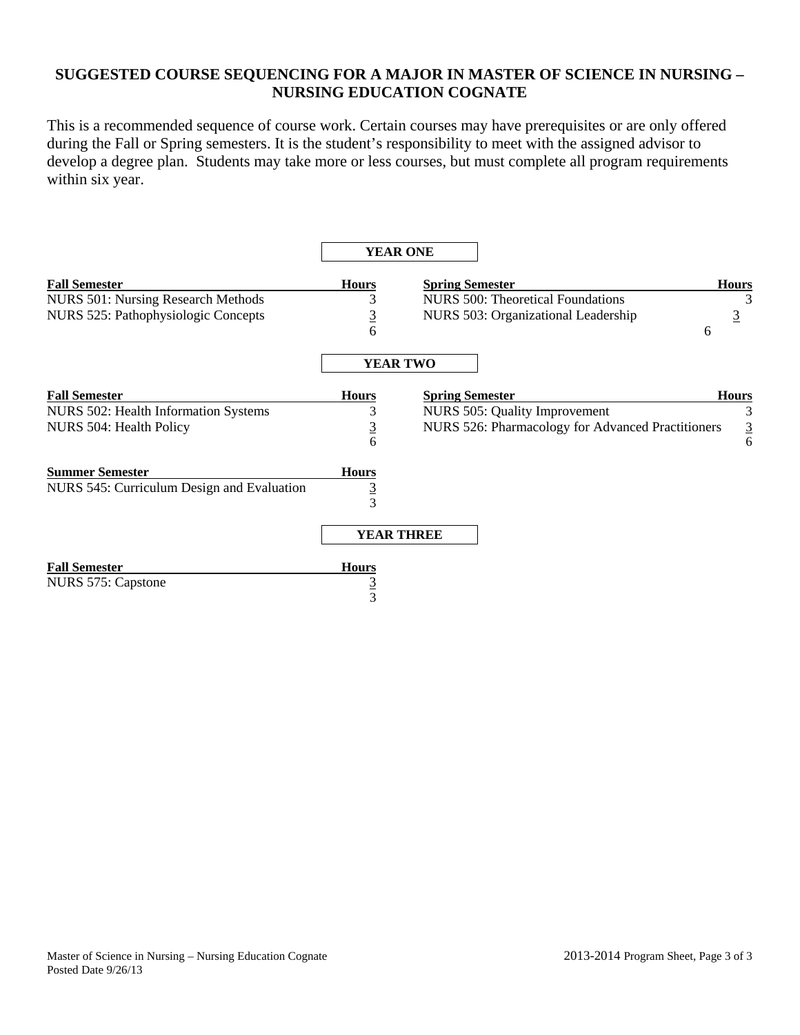# SUGGESTED COURSE SEQUENCING FOR A MAJOR IN MASTER OF SCIENCE IN NURSING – NURSING EDUCATION COGNATE

This is a recommended sequence of course work. Certain courses may have prerequisites or are only offered during the Fall or Spring semesters. It is the student's responsibility to meet with the assigned advisor to develop a degree plan. Students may take more or less courses, but must complete all program requirements within six year.

## YEAR ONE

| Fall Semester | Hours | Spring Semester | Hours |
|---|---|---|---|
| NURS 501: Nursing Research Methods | 3 | NURS 500: Theoretical Foundations | 3 |
| NURS 525: Pathophysiologic Concepts | 3 | NURS 503: Organizational Leadership | 3 |
| | 6 | | 6 |

## YEAR TWO

| Fall Semester | Hours | Spring Semester | Hours |
|---|---|---|---|
| NURS 502: Health Information Systems | 3 | NURS 505: Quality Improvement | 3 |
| NURS 504: Health Policy | 3 | NURS 526: Pharmacology for Advanced Practitioners | 3 |
| | 6 | | 6 |

| Summer Semester | Hours |
|---|---|
| NURS 545: Curriculum Design and Evaluation | 3 |
| | 3 |

## YEAR THREE

| Fall Semester | Hours |
|---|---|
| NURS 575: Capstone | 3 |
| | 3 |

Master of Science in Nursing – Nursing Education Cognate
Posted Date 9/26/13
2013-2014 Program Sheet